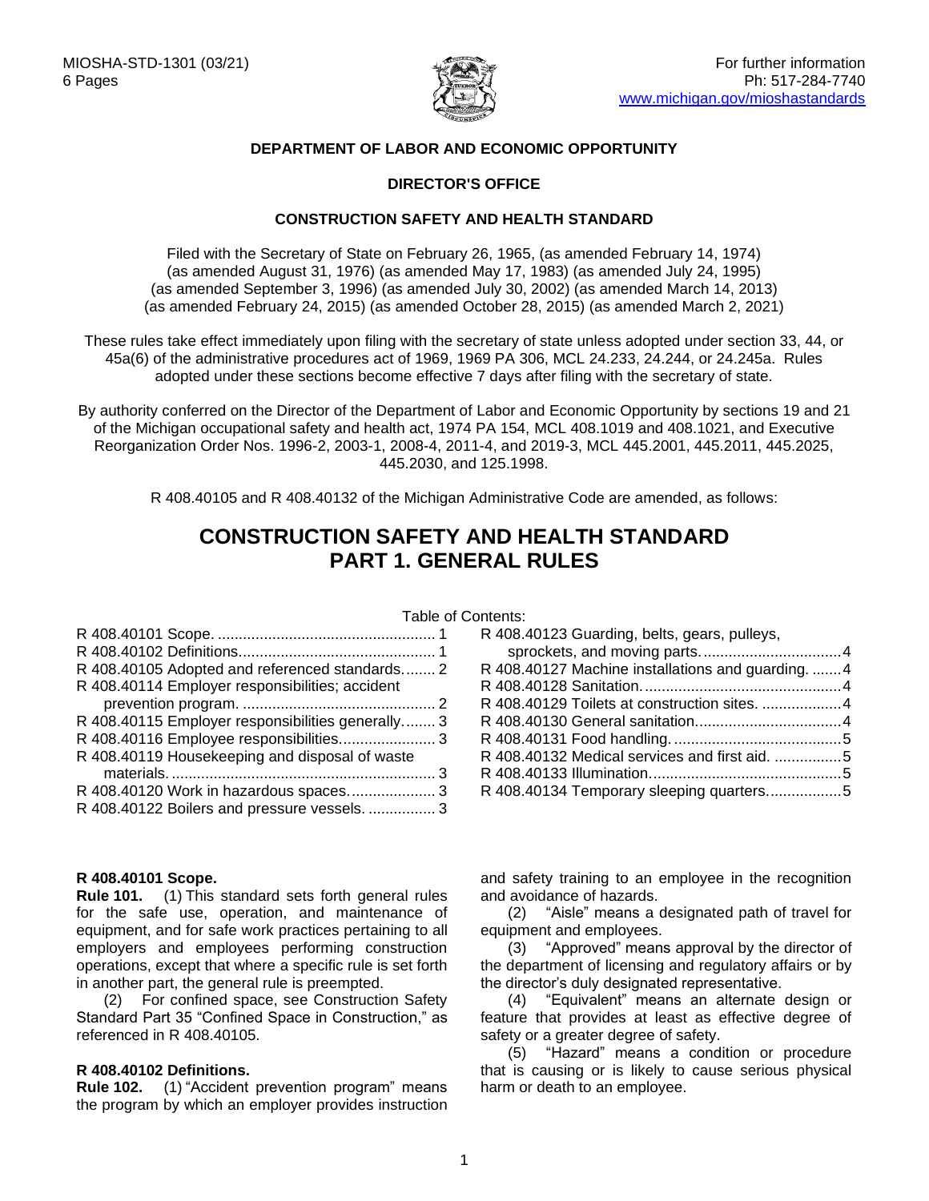MIOSHA-STD-1301 (03/21)
6 Pages

For further information
Ph: 517-284-7740
www.michigan.gov/mioshastandards

**DEPARTMENT OF LABOR AND ECONOMIC OPPORTUNITY**

**DIRECTOR'S OFFICE**

**CONSTRUCTION SAFETY AND HEALTH STANDARD**

Filed with the Secretary of State on February 26, 1965, (as amended February 14, 1974) (as amended August 31, 1976) (as amended May 17, 1983) (as amended July 24, 1995) (as amended September 3, 1996) (as amended July 30, 2002) (as amended March 14, 2013) (as amended February 24, 2015) (as amended October 28, 2015) (as amended March 2, 2021)

These rules take effect immediately upon filing with the secretary of state unless adopted under section 33, 44, or 45a(6) of the administrative procedures act of 1969, 1969 PA 306, MCL 24.233, 24.244, or 24.245a. Rules adopted under these sections become effective 7 days after filing with the secretary of state.

By authority conferred on the Director of the Department of Labor and Economic Opportunity by sections 19 and 21 of the Michigan occupational safety and health act, 1974 PA 154, MCL 408.1019 and 408.1021, and Executive Reorganization Order Nos. 1996-2, 2003-1, 2008-4, 2011-4, and 2019-3, MCL 445.2001, 445.2011, 445.2025, 445.2030, and 125.1998.

R 408.40105 and R 408.40132 of the Michigan Administrative Code are amended, as follows:

# CONSTRUCTION SAFETY AND HEALTH STANDARD
# PART 1. GENERAL RULES

Table of Contents:

R 408.40101 Scope. .................................................... 1
R 408.40102 Definitions............................................... 1
R 408.40105 Adopted and referenced standards........ 2
R 408.40114 Employer responsibilities; accident prevention program. .............................................. 2
R 408.40115 Employer responsibilities generally........ 3
R 408.40116 Employee responsibilities...................... 3
R 408.40119 Housekeeping and disposal of waste materials. .............................................................. 3
R 408.40120 Work in hazardous spaces.................... 3
R 408.40122 Boilers and pressure vessels. ................ 3
R 408.40123 Guarding, belts, gears, pulleys, sprockets, and moving parts. ................................4
R 408.40127 Machine installations and guarding. .......4
R 408.40128 Sanitation. ..............................................4
R 408.40129 Toilets at construction sites. ..................4
R 408.40130 General sanitation..................................4
R 408.40131 Food handling. ........................................5
R 408.40132 Medical services and first aid. ................5
R 408.40133 Illumination. ............................................5
R 408.40134 Temporary sleeping quarters..................5

**R 408.40101 Scope.**

**Rule 101.** (1) This standard sets forth general rules for the safe use, operation, and maintenance of equipment, and for safe work practices pertaining to all employers and employees performing construction operations, except that where a specific rule is set forth in another part, the general rule is preempted.

(2) For confined space, see Construction Safety Standard Part 35 "Confined Space in Construction," as referenced in R 408.40105.

**R 408.40102 Definitions.**

**Rule 102.** (1) "Accident prevention program" means the program by which an employer provides instruction and safety training to an employee in the recognition and avoidance of hazards.

(2) "Aisle" means a designated path of travel for equipment and employees.

(3) "Approved" means approval by the director of the department of licensing and regulatory affairs or by the director's duly designated representative.

(4) "Equivalent" means an alternate design or feature that provides at least as effective degree of safety or a greater degree of safety.

(5) "Hazard" means a condition or procedure that is causing or is likely to cause serious physical harm or death to an employee.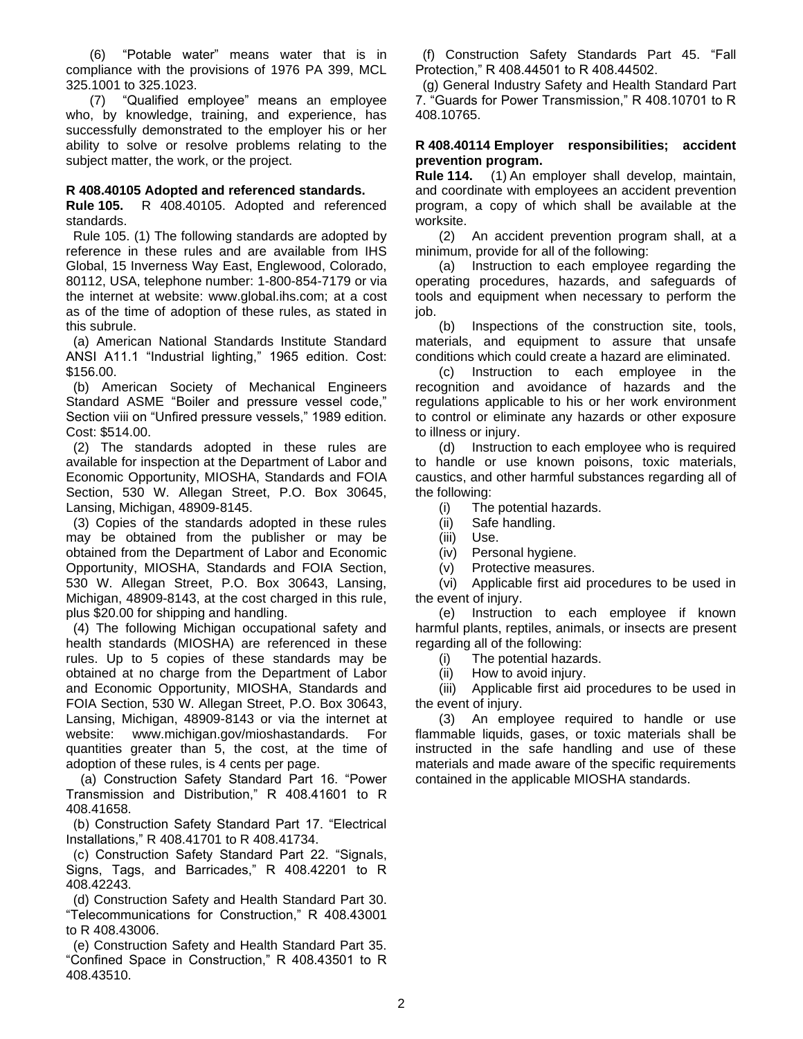(6) "Potable water" means water that is in compliance with the provisions of 1976 PA 399, MCL 325.1001 to 325.1023.

(7) "Qualified employee" means an employee who, by knowledge, training, and experience, has successfully demonstrated to the employer his or her ability to solve or resolve problems relating to the subject matter, the work, or the project.

**R 408.40105 Adopted and referenced standards.**

**Rule 105.** R 408.40105. Adopted and referenced standards.

Rule 105. (1) The following standards are adopted by reference in these rules and are available from IHS Global, 15 Inverness Way East, Englewood, Colorado, 80112, USA, telephone number: 1-800-854-7179 or via the internet at website: www.global.ihs.com; at a cost as of the time of adoption of these rules, as stated in this subrule.

(a) American National Standards Institute Standard ANSI A11.1 "Industrial lighting," 1965 edition. Cost: $156.00.

(b) American Society of Mechanical Engineers Standard ASME "Boiler and pressure vessel code," Section viii on "Unfired pressure vessels," 1989 edition. Cost: $514.00.

(2) The standards adopted in these rules are available for inspection at the Department of Labor and Economic Opportunity, MIOSHA, Standards and FOIA Section, 530 W. Allegan Street, P.O. Box 30645, Lansing, Michigan, 48909-8145.

(3) Copies of the standards adopted in these rules may be obtained from the publisher or may be obtained from the Department of Labor and Economic Opportunity, MIOSHA, Standards and FOIA Section, 530 W. Allegan Street, P.O. Box 30643, Lansing, Michigan, 48909-8143, at the cost charged in this rule, plus $20.00 for shipping and handling.

(4) The following Michigan occupational safety and health standards (MIOSHA) are referenced in these rules. Up to 5 copies of these standards may be obtained at no charge from the Department of Labor and Economic Opportunity, MIOSHA, Standards and FOIA Section, 530 W. Allegan Street, P.O. Box 30643, Lansing, Michigan, 48909-8143 or via the internet at website: www.michigan.gov/mioshastandards. For quantities greater than 5, the cost, at the time of adoption of these rules, is 4 cents per page.

(a) Construction Safety Standard Part 16. "Power Transmission and Distribution," R 408.41601 to R 408.41658.

(b) Construction Safety Standard Part 17. "Electrical Installations," R 408.41701 to R 408.41734.

(c) Construction Safety Standard Part 22. "Signals, Signs, Tags, and Barricades," R 408.42201 to R 408.42243.

(d) Construction Safety and Health Standard Part 30. "Telecommunications for Construction," R 408.43001 to R 408.43006.

(e) Construction Safety and Health Standard Part 35. "Confined Space in Construction," R 408.43501 to R 408.43510.

(f) Construction Safety Standards Part 45. "Fall Protection," R 408.44501 to R 408.44502.

(g) General Industry Safety and Health Standard Part 7. "Guards for Power Transmission," R 408.10701 to R 408.10765.

**R 408.40114 Employer responsibilities; accident prevention program.**

**Rule 114.** (1) An employer shall develop, maintain, and coordinate with employees an accident prevention program, a copy of which shall be available at the worksite.

(2) An accident prevention program shall, at a minimum, provide for all of the following:

(a) Instruction to each employee regarding the operating procedures, hazards, and safeguards of tools and equipment when necessary to perform the job.

(b) Inspections of the construction site, tools, materials, and equipment to assure that unsafe conditions which could create a hazard are eliminated.

(c) Instruction to each employee in the recognition and avoidance of hazards and the regulations applicable to his or her work environment to control or eliminate any hazards or other exposure to illness or injury.

(d) Instruction to each employee who is required to handle or use known poisons, toxic materials, caustics, and other harmful substances regarding all of the following:

(i) The potential hazards.

(ii) Safe handling.

(iii) Use.

(iv) Personal hygiene.

(v) Protective measures.

(vi) Applicable first aid procedures to be used in the event of injury.

(e) Instruction to each employee if known harmful plants, reptiles, animals, or insects are present regarding all of the following:

(i) The potential hazards.

(ii) How to avoid injury.

(iii) Applicable first aid procedures to be used in the event of injury.

(3) An employee required to handle or use flammable liquids, gases, or toxic materials shall be instructed in the safe handling and use of these materials and made aware of the specific requirements contained in the applicable MIOSHA standards.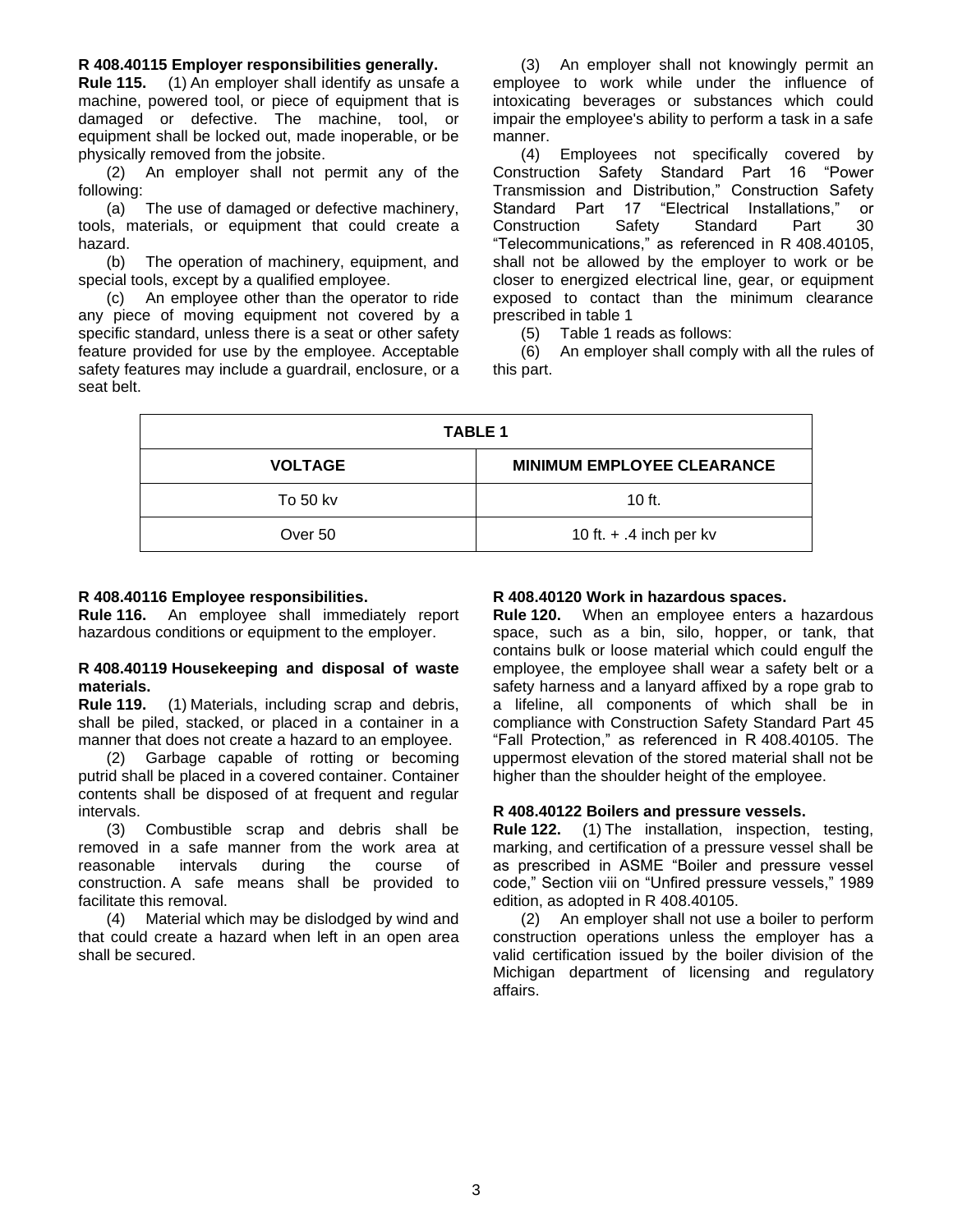**R 408.40115 Employer responsibilities generally.**

**Rule 115.** (1) An employer shall identify as unsafe a machine, powered tool, or piece of equipment that is damaged or defective. The machine, tool, or equipment shall be locked out, made inoperable, or be physically removed from the jobsite.

(2) An employer shall not permit any of the following:

(a) The use of damaged or defective machinery, tools, materials, or equipment that could create a hazard.

(b) The operation of machinery, equipment, and special tools, except by a qualified employee.

(c) An employee other than the operator to ride any piece of moving equipment not covered by a specific standard, unless there is a seat or other safety feature provided for use by the employee. Acceptable safety features may include a guardrail, enclosure, or a seat belt.

(3) An employer shall not knowingly permit an employee to work while under the influence of intoxicating beverages or substances which could impair the employee's ability to perform a task in a safe manner.

(4) Employees not specifically covered by Construction Safety Standard Part 16 "Power Transmission and Distribution," Construction Safety Standard Part 17 "Electrical Installations," or Construction Safety Standard Part 30 "Telecommunications," as referenced in R 408.40105, shall not be allowed by the employer to work or be closer to energized electrical line, gear, or equipment exposed to contact than the minimum clearance prescribed in table 1

(5) Table 1 reads as follows:

(6) An employer shall comply with all the rules of this part.

| TABLE 1 | |
|---|---|
| **VOLTAGE** | **MINIMUM EMPLOYEE CLEARANCE** |
| To 50 kv | 10 ft. |
| Over 50 | 10 ft. + .4 inch per kv |

**R 408.40116 Employee responsibilities.**

**Rule 116.** An employee shall immediately report hazardous conditions or equipment to the employer.

**R 408.40119 Housekeeping and disposal of waste materials.**

**Rule 119.** (1) Materials, including scrap and debris, shall be piled, stacked, or placed in a container in a manner that does not create a hazard to an employee.

(2) Garbage capable of rotting or becoming putrid shall be placed in a covered container. Container contents shall be disposed of at frequent and regular intervals.

(3) Combustible scrap and debris shall be removed in a safe manner from the work area at reasonable intervals during the course of construction. A safe means shall be provided to facilitate this removal.

(4) Material which may be dislodged by wind and that could create a hazard when left in an open area shall be secured.

**R 408.40120 Work in hazardous spaces.**

**Rule 120.** When an employee enters a hazardous space, such as a bin, silo, hopper, or tank, that contains bulk or loose material which could engulf the employee, the employee shall wear a safety belt or a safety harness and a lanyard affixed by a rope grab to a lifeline, all components of which shall be in compliance with Construction Safety Standard Part 45 "Fall Protection," as referenced in R 408.40105. The uppermost elevation of the stored material shall not be higher than the shoulder height of the employee.

**R 408.40122 Boilers and pressure vessels.**

**Rule 122.** (1) The installation, inspection, testing, marking, and certification of a pressure vessel shall be as prescribed in ASME "Boiler and pressure vessel code," Section viii on "Unfired pressure vessels," 1989 edition, as adopted in R 408.40105.

(2) An employer shall not use a boiler to perform construction operations unless the employer has a valid certification issued by the boiler division of the Michigan department of licensing and regulatory affairs.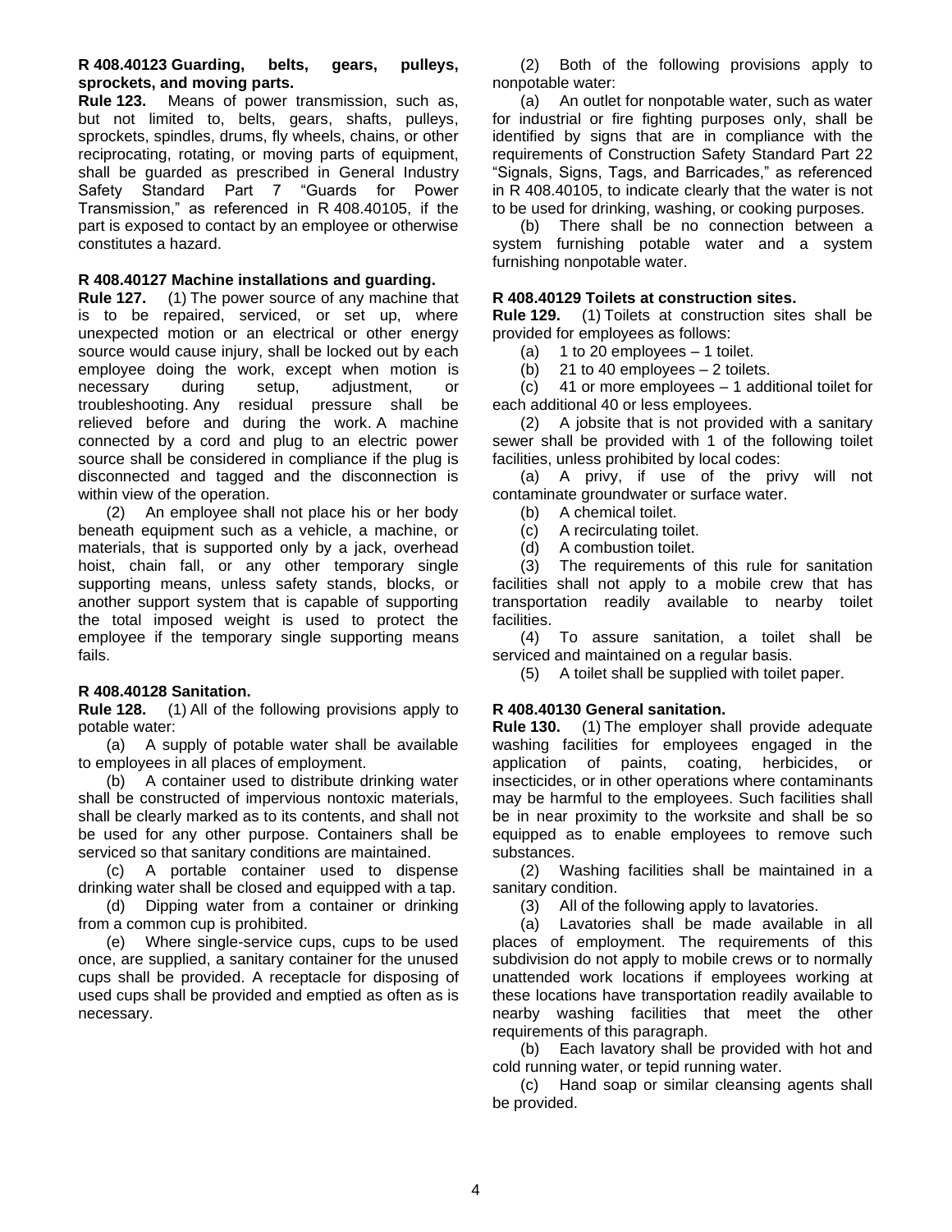**R 408.40123 Guarding, belts, gears, pulleys, sprockets, and moving parts.**

**Rule 123.** Means of power transmission, such as, but not limited to, belts, gears, shafts, pulleys, sprockets, spindles, drums, fly wheels, chains, or other reciprocating, rotating, or moving parts of equipment, shall be guarded as prescribed in General Industry Safety Standard Part 7 "Guards for Power Transmission," as referenced in R 408.40105, if the part is exposed to contact by an employee or otherwise constitutes a hazard.

**R 408.40127 Machine installations and guarding.**

**Rule 127.** (1) The power source of any machine that is to be repaired, serviced, or set up, where unexpected motion or an electrical or other energy source would cause injury, shall be locked out by each employee doing the work, except when motion is necessary during setup, adjustment, or troubleshooting. Any residual pressure shall be relieved before and during the work. A machine connected by a cord and plug to an electric power source shall be considered in compliance if the plug is disconnected and tagged and the disconnection is within view of the operation.

(2) An employee shall not place his or her body beneath equipment such as a vehicle, a machine, or materials, that is supported only by a jack, overhead hoist, chain fall, or any other temporary single supporting means, unless safety stands, blocks, or another support system that is capable of supporting the total imposed weight is used to protect the employee if the temporary single supporting means fails.

**R 408.40128 Sanitation.**

**Rule 128.** (1) All of the following provisions apply to potable water:

(a) A supply of potable water shall be available to employees in all places of employment.

(b) A container used to distribute drinking water shall be constructed of impervious nontoxic materials, shall be clearly marked as to its contents, and shall not be used for any other purpose. Containers shall be serviced so that sanitary conditions are maintained.

(c) A portable container used to dispense drinking water shall be closed and equipped with a tap.

(d) Dipping water from a container or drinking from a common cup is prohibited.

(e) Where single-service cups, cups to be used once, are supplied, a sanitary container for the unused cups shall be provided. A receptacle for disposing of used cups shall be provided and emptied as often as is necessary.

(2) Both of the following provisions apply to nonpotable water:

(a) An outlet for nonpotable water, such as water for industrial or fire fighting purposes only, shall be identified by signs that are in compliance with the requirements of Construction Safety Standard Part 22 "Signals, Signs, Tags, and Barricades," as referenced in R 408.40105, to indicate clearly that the water is not to be used for drinking, washing, or cooking purposes.

(b) There shall be no connection between a system furnishing potable water and a system furnishing nonpotable water.

**R 408.40129 Toilets at construction sites.**

**Rule 129.** (1) Toilets at construction sites shall be provided for employees as follows:

(a) 1 to 20 employees – 1 toilet.

(b) 21 to 40 employees – 2 toilets.

(c) 41 or more employees – 1 additional toilet for each additional 40 or less employees.

(2) A jobsite that is not provided with a sanitary sewer shall be provided with 1 of the following toilet facilities, unless prohibited by local codes:

(a) A privy, if use of the privy will not contaminate groundwater or surface water.

(b) A chemical toilet.

(c) A recirculating toilet.

(d) A combustion toilet.

(3) The requirements of this rule for sanitation facilities shall not apply to a mobile crew that has transportation readily available to nearby toilet facilities.

(4) To assure sanitation, a toilet shall be serviced and maintained on a regular basis.

(5) A toilet shall be supplied with toilet paper.

**R 408.40130 General sanitation.**

**Rule 130.** (1) The employer shall provide adequate washing facilities for employees engaged in the application of paints, coating, herbicides, or insecticides, or in other operations where contaminants may be harmful to the employees. Such facilities shall be in near proximity to the worksite and shall be so equipped as to enable employees to remove such substances.

(2) Washing facilities shall be maintained in a sanitary condition.

(3) All of the following apply to lavatories.

(a) Lavatories shall be made available in all places of employment. The requirements of this subdivision do not apply to mobile crews or to normally unattended work locations if employees working at these locations have transportation readily available to nearby washing facilities that meet the other requirements of this paragraph.

(b) Each lavatory shall be provided with hot and cold running water, or tepid running water.

(c) Hand soap or similar cleansing agents shall be provided.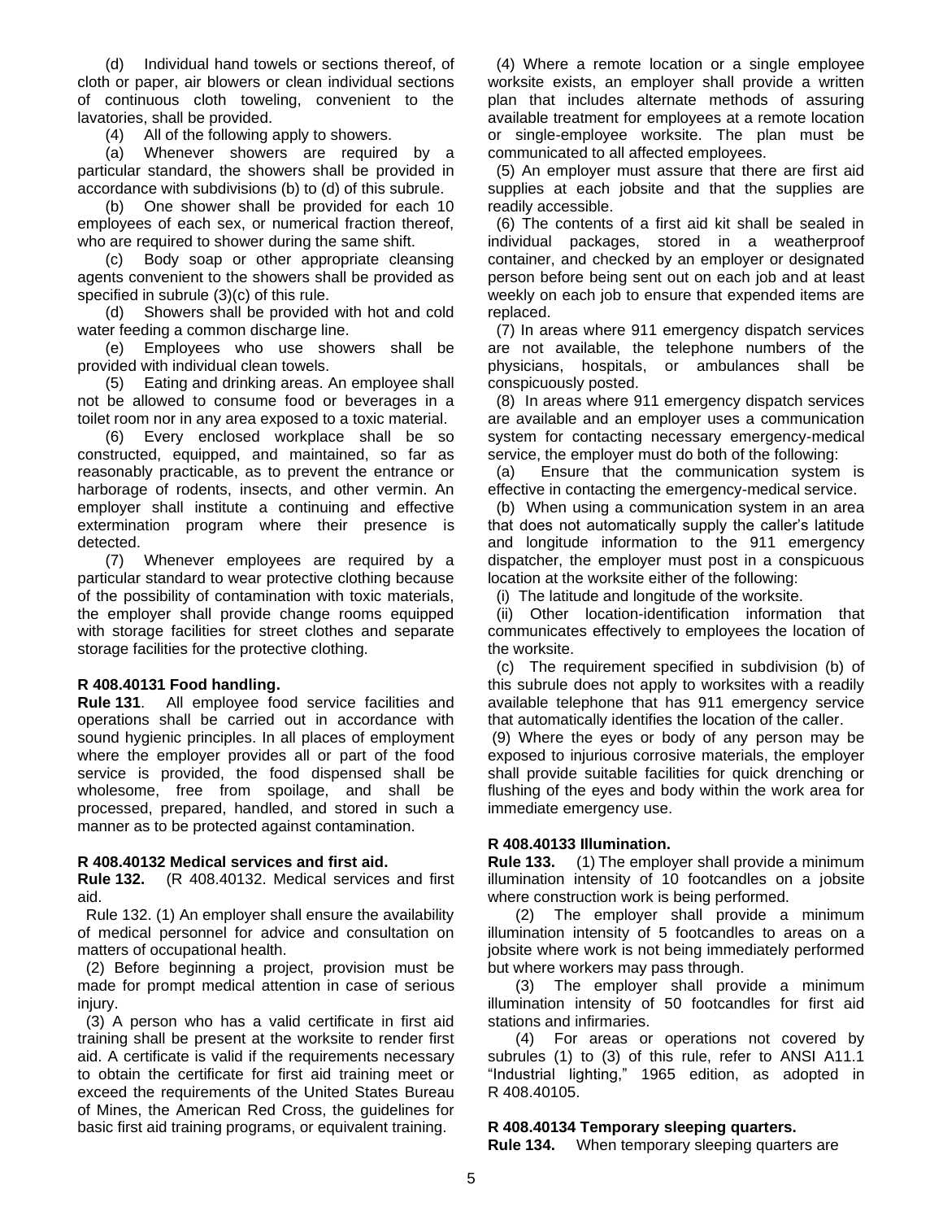(d) Individual hand towels or sections thereof, of cloth or paper, air blowers or clean individual sections of continuous cloth toweling, convenient to the lavatories, shall be provided.

(4) All of the following apply to showers.

(a) Whenever showers are required by a particular standard, the showers shall be provided in accordance with subdivisions (b) to (d) of this subrule.

(b) One shower shall be provided for each 10 employees of each sex, or numerical fraction thereof, who are required to shower during the same shift.

(c) Body soap or other appropriate cleansing agents convenient to the showers shall be provided as specified in subrule (3)(c) of this rule.

(d) Showers shall be provided with hot and cold water feeding a common discharge line.

(e) Employees who use showers shall be provided with individual clean towels.

(5) Eating and drinking areas. An employee shall not be allowed to consume food or beverages in a toilet room nor in any area exposed to a toxic material.

(6) Every enclosed workplace shall be so constructed, equipped, and maintained, so far as reasonably practicable, as to prevent the entrance or harborage of rodents, insects, and other vermin. An employer shall institute a continuing and effective extermination program where their presence is detected.

(7) Whenever employees are required by a particular standard to wear protective clothing because of the possibility of contamination with toxic materials, the employer shall provide change rooms equipped with storage facilities for street clothes and separate storage facilities for the protective clothing.

**R 408.40131 Food handling.**

**Rule 131**. All employee food service facilities and operations shall be carried out in accordance with sound hygienic principles. In all places of employment where the employer provides all or part of the food service is provided, the food dispensed shall be wholesome, free from spoilage, and shall be processed, prepared, handled, and stored in such a manner as to be protected against contamination.

**R 408.40132 Medical services and first aid.**

**Rule 132.** (R 408.40132. Medical services and first aid.

Rule 132. (1) An employer shall ensure the availability of medical personnel for advice and consultation on matters of occupational health.

(2) Before beginning a project, provision must be made for prompt medical attention in case of serious injury.

(3) A person who has a valid certificate in first aid training shall be present at the worksite to render first aid. A certificate is valid if the requirements necessary to obtain the certificate for first aid training meet or exceed the requirements of the United States Bureau of Mines, the American Red Cross, the guidelines for basic first aid training programs, or equivalent training.

(4) Where a remote location or a single employee worksite exists, an employer shall provide a written plan that includes alternate methods of assuring available treatment for employees at a remote location or single-employee worksite. The plan must be communicated to all affected employees.

(5) An employer must assure that there are first aid supplies at each jobsite and that the supplies are readily accessible.

(6) The contents of a first aid kit shall be sealed in individual packages, stored in a weatherproof container, and checked by an employer or designated person before being sent out on each job and at least weekly on each job to ensure that expended items are replaced.

(7) In areas where 911 emergency dispatch services are not available, the telephone numbers of the physicians, hospitals, or ambulances shall be conspicuously posted.

(8) In areas where 911 emergency dispatch services are available and an employer uses a communication system for contacting necessary emergency-medical service, the employer must do both of the following:

(a) Ensure that the communication system is effective in contacting the emergency-medical service.

(b) When using a communication system in an area that does not automatically supply the caller's latitude and longitude information to the 911 emergency dispatcher, the employer must post in a conspicuous location at the worksite either of the following:

(i) The latitude and longitude of the worksite.

(ii) Other location-identification information that communicates effectively to employees the location of the worksite.

(c) The requirement specified in subdivision (b) of this subrule does not apply to worksites with a readily available telephone that has 911 emergency service that automatically identifies the location of the caller.

(9) Where the eyes or body of any person may be exposed to injurious corrosive materials, the employer shall provide suitable facilities for quick drenching or flushing of the eyes and body within the work area for immediate emergency use.

**R 408.40133 Illumination.**

**Rule 133.** (1) The employer shall provide a minimum illumination intensity of 10 footcandles on a jobsite where construction work is being performed.

(2) The employer shall provide a minimum illumination intensity of 5 footcandles to areas on a jobsite where work is not being immediately performed but where workers may pass through.

(3) The employer shall provide a minimum illumination intensity of 50 footcandles for first aid stations and infirmaries.

(4) For areas or operations not covered by subrules (1) to (3) of this rule, refer to ANSI A11.1 "Industrial lighting," 1965 edition, as adopted in R 408.40105.

**R 408.40134 Temporary sleeping quarters.**

**Rule 134.** When temporary sleeping quarters are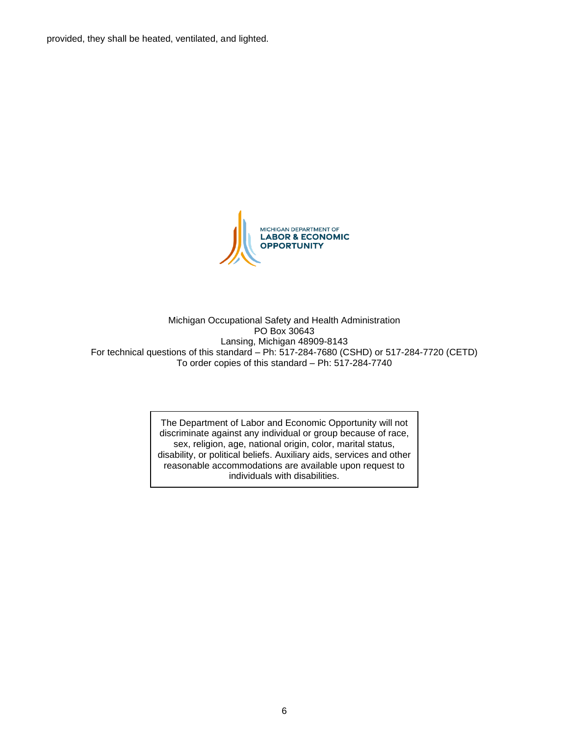provided, they shall be heated, ventilated, and lighted.

MICHIGAN DEPARTMENT OF
LABOR & ECONOMIC
OPPORTUNITY

Michigan Occupational Safety and Health Administration
PO Box 30643
Lansing, Michigan 48909-8143
For technical questions of this standard – Ph: 517-284-7680 (CSHD) or 517-284-7720 (CETD)
To order copies of this standard – Ph: 517-284-7740

The Department of Labor and Economic Opportunity will not discriminate against any individual or group because of race, sex, religion, age, national origin, color, marital status, disability, or political beliefs. Auxiliary aids, services and other reasonable accommodations are available upon request to individuals with disabilities.